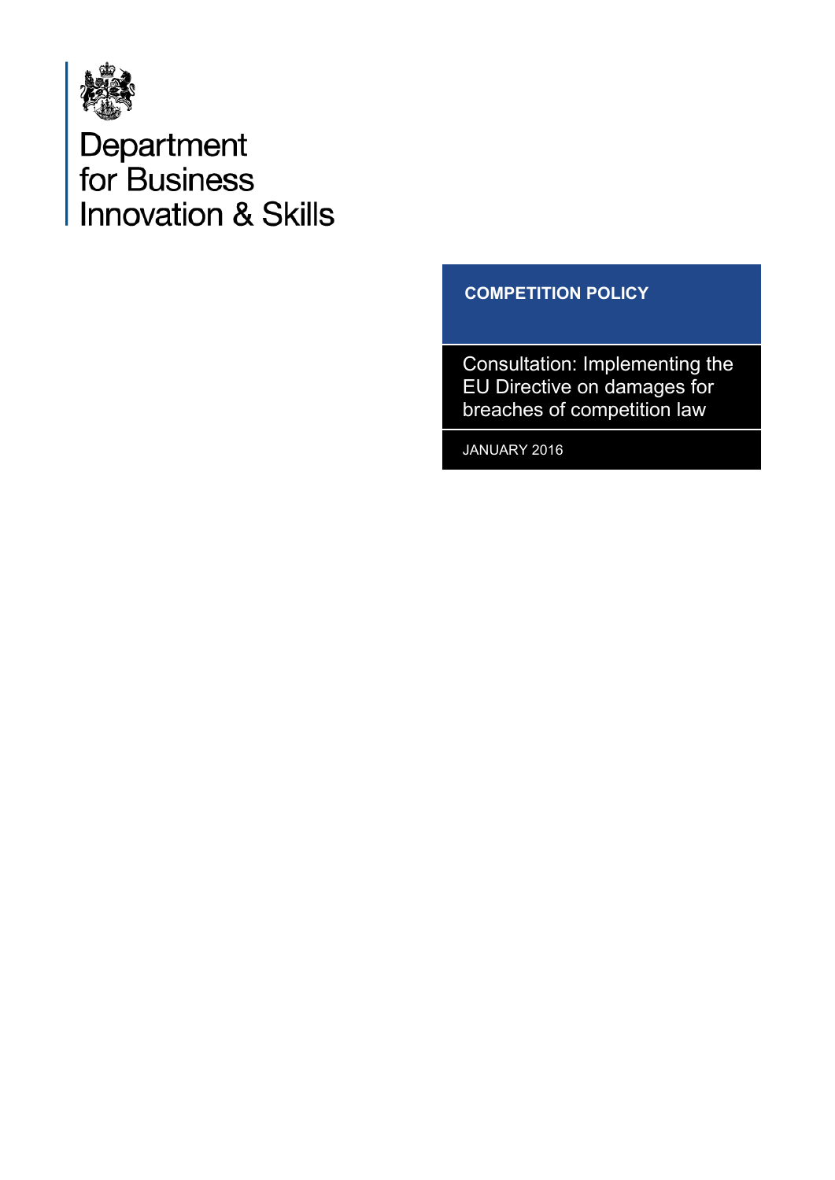Department for Business Innovation & Skills

**COMPETITION POLICY**

# Consultation: Implementing the EU Directive on damages for breaches of competition law

JANUARY 2016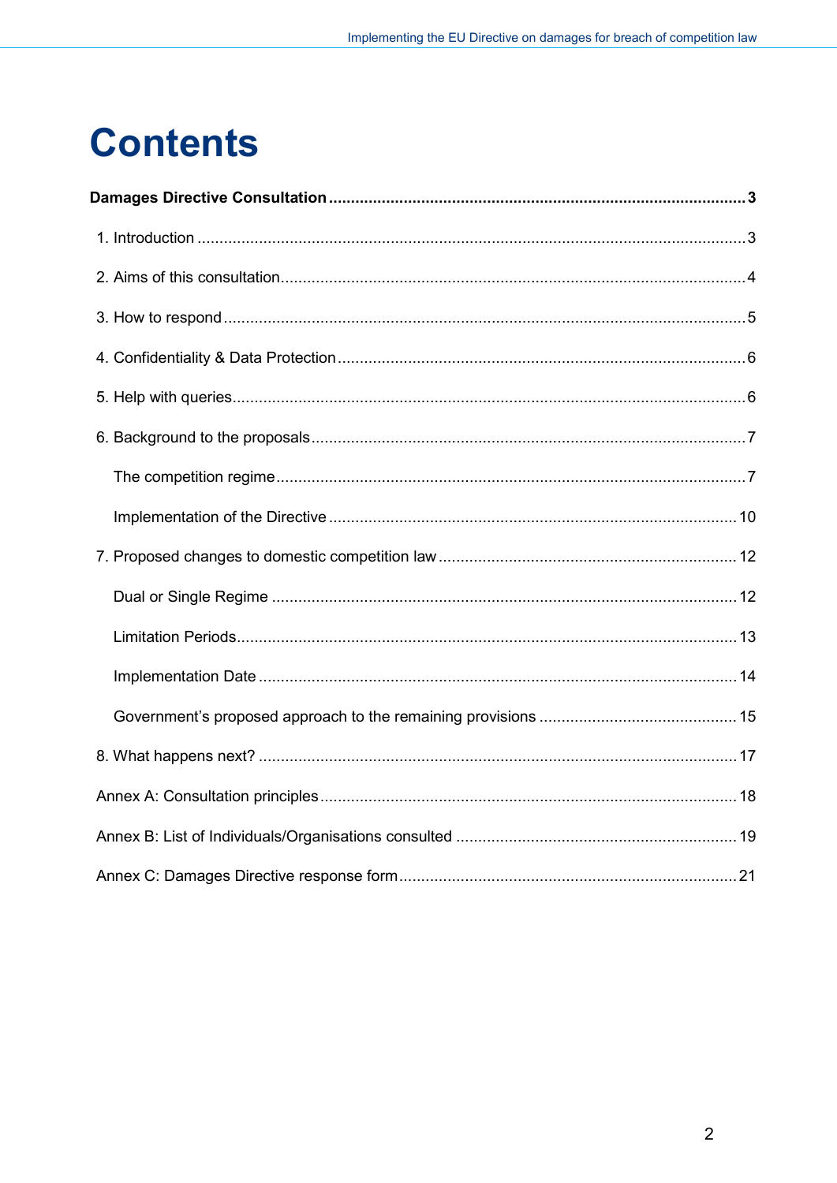# Contents

**Damages Directive Consultation** ..... 3

1. Introduction ..... 3

2. Aims of this consultation ..... 4

3. How to respond ..... 5

4. Confidentiality & Data Protection ..... 6

5. Help with queries ..... 6

6. Background to the proposals ..... 7

   The competition regime ..... 7

   Implementation of the Directive ..... 10

7. Proposed changes to domestic competition law ..... 12

   Dual or Single Regime ..... 12

   Limitation Periods ..... 13

   Implementation Date ..... 14

   Government's proposed approach to the remaining provisions ..... 15

8. What happens next? ..... 17

Annex A: Consultation principles ..... 18

Annex B: List of Individuals/Organisations consulted ..... 19

Annex C: Damages Directive response form ..... 21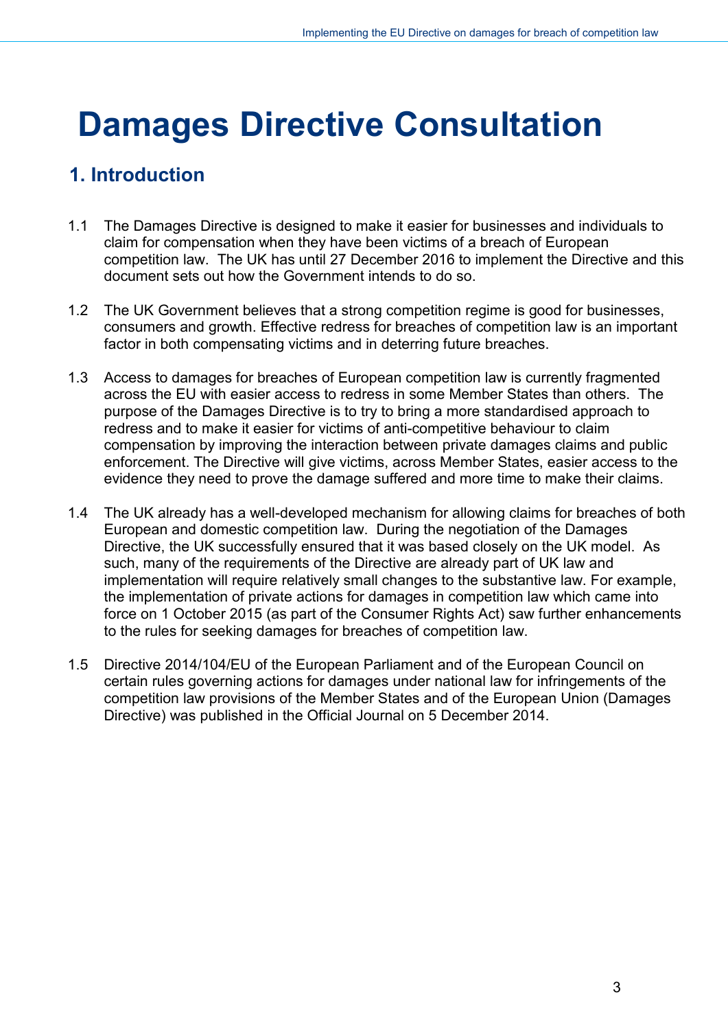# Damages Directive Consultation

## 1. Introduction

1.1 The Damages Directive is designed to make it easier for businesses and individuals to claim for compensation when they have been victims of a breach of European competition law. The UK has until 27 December 2016 to implement the Directive and this document sets out how the Government intends to do so.

1.2 The UK Government believes that a strong competition regime is good for businesses, consumers and growth. Effective redress for breaches of competition law is an important factor in both compensating victims and in deterring future breaches.

1.3 Access to damages for breaches of European competition law is currently fragmented across the EU with easier access to redress in some Member States than others. The purpose of the Damages Directive is to try to bring a more standardised approach to redress and to make it easier for victims of anti-competitive behaviour to claim compensation by improving the interaction between private damages claims and public enforcement. The Directive will give victims, across Member States, easier access to the evidence they need to prove the damage suffered and more time to make their claims.

1.4 The UK already has a well-developed mechanism for allowing claims for breaches of both European and domestic competition law. During the negotiation of the Damages Directive, the UK successfully ensured that it was based closely on the UK model. As such, many of the requirements of the Directive are already part of UK law and implementation will require relatively small changes to the substantive law. For example, the implementation of private actions for damages in competition law which came into force on 1 October 2015 (as part of the Consumer Rights Act) saw further enhancements to the rules for seeking damages for breaches of competition law.

1.5 Directive 2014/104/EU of the European Parliament and of the European Council on certain rules governing actions for damages under national law for infringements of the competition law provisions of the Member States and of the European Union (Damages Directive) was published in the Official Journal on 5 December 2014.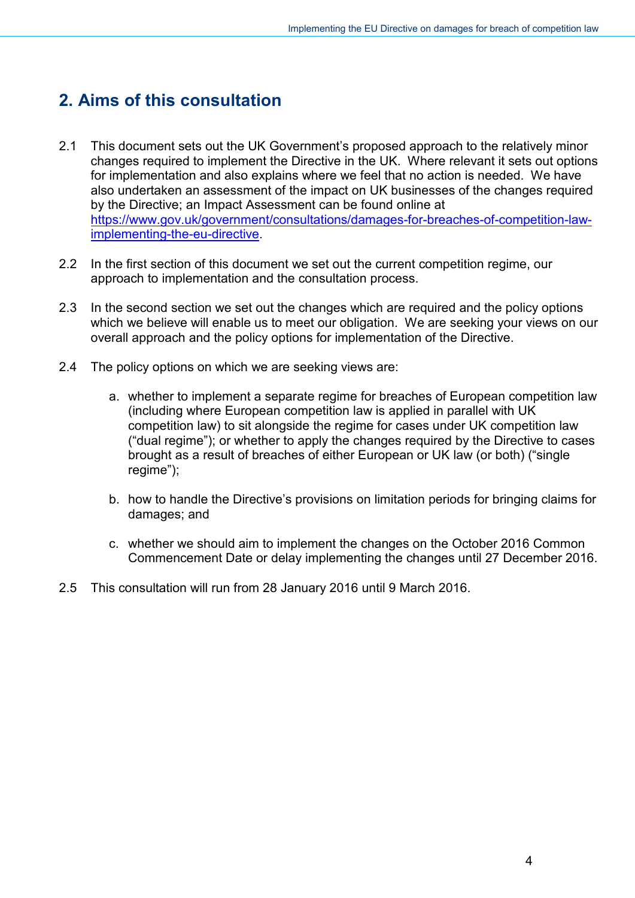## 2. Aims of this consultation

2.1 This document sets out the UK Government's proposed approach to the relatively minor changes required to implement the Directive in the UK. Where relevant it sets out options for implementation and also explains where we feel that no action is needed. We have also undertaken an assessment of the impact on UK businesses of the changes required by the Directive; an Impact Assessment can be found online at [https://www.gov.uk/government/consultations/damages-for-breaches-of-competition-law-implementing-the-eu-directive](https://www.gov.uk/government/consultations/damages-for-breaches-of-competition-law-implementing-the-eu-directive).

2.2 In the first section of this document we set out the current competition regime, our approach to implementation and the consultation process.

2.3 In the second section we set out the changes which are required and the policy options which we believe will enable us to meet our obligation. We are seeking your views on our overall approach and the policy options for implementation of the Directive.

2.4 The policy options on which we are seeking views are:

a. whether to implement a separate regime for breaches of European competition law (including where European competition law is applied in parallel with UK competition law) to sit alongside the regime for cases under UK competition law ("dual regime"); or whether to apply the changes required by the Directive to cases brought as a result of breaches of either European or UK law (or both) ("single regime");

b. how to handle the Directive's provisions on limitation periods for bringing claims for damages; and

c. whether we should aim to implement the changes on the October 2016 Common Commencement Date or delay implementing the changes until 27 December 2016.

2.5 This consultation will run from 28 January 2016 until 9 March 2016.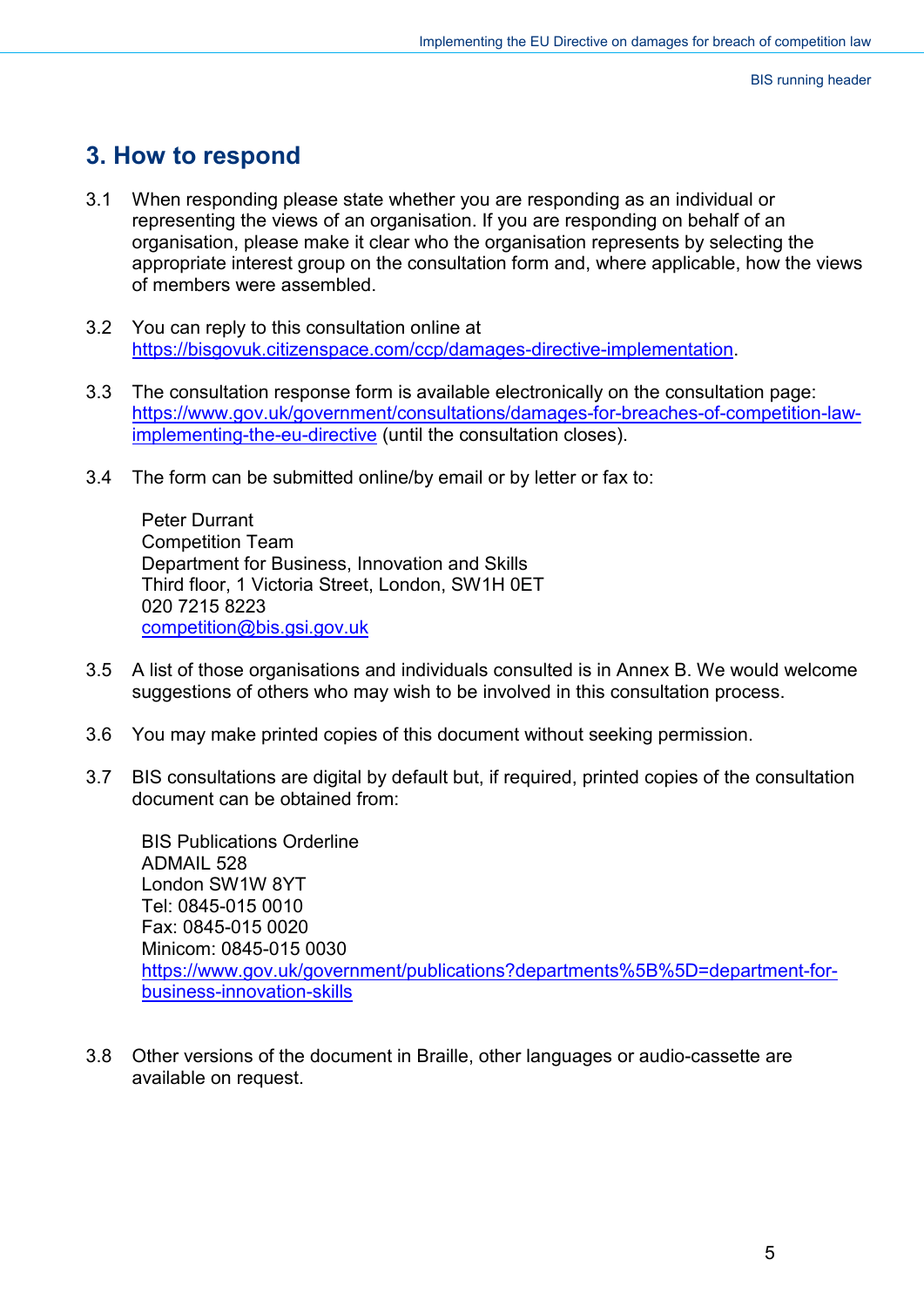## 3. How to respond

3.1 When responding please state whether you are responding as an individual or representing the views of an organisation. If you are responding on behalf of an organisation, please make it clear who the organisation represents by selecting the appropriate interest group on the consultation form and, where applicable, how the views of members were assembled.

3.2 You can reply to this consultation online at [https://bisgovuk.citizenspace.com/ccp/damages-directive-implementation](https://bisgovuk.citizenspace.com/ccp/damages-directive-implementation).

3.3 The consultation response form is available electronically on the consultation page: [https://www.gov.uk/government/consultations/damages-for-breaches-of-competition-law-implementing-the-eu-directive](https://www.gov.uk/government/consultations/damages-for-breaches-of-competition-law-implementing-the-eu-directive) (until the consultation closes).

3.4 The form can be submitted online/by email or by letter or fax to:

> Peter Durrant
> Competition Team
> Department for Business, Innovation and Skills
> Third floor, 1 Victoria Street, London, SW1H 0ET
> 020 7215 8223
> [competition@bis.gsi.gov.uk](mailto:competition@bis.gsi.gov.uk)

3.5 A list of those organisations and individuals consulted is in Annex B. We would welcome suggestions of others who may wish to be involved in this consultation process.

3.6 You may make printed copies of this document without seeking permission.

3.7 BIS consultations are digital by default but, if required, printed copies of the consultation document can be obtained from:

> BIS Publications Orderline
> ADMAIL 528
> London SW1W 8YT
> Tel: 0845-015 0010
> Fax: 0845-015 0020
> Minicom: 0845-015 0030
> [https://www.gov.uk/government/publications?departments%5B%5D=department-for-business-innovation-skills](https://www.gov.uk/government/publications?departments%5B%5D=department-for-business-innovation-skills)

3.8 Other versions of the document in Braille, other languages or audio-cassette are available on request.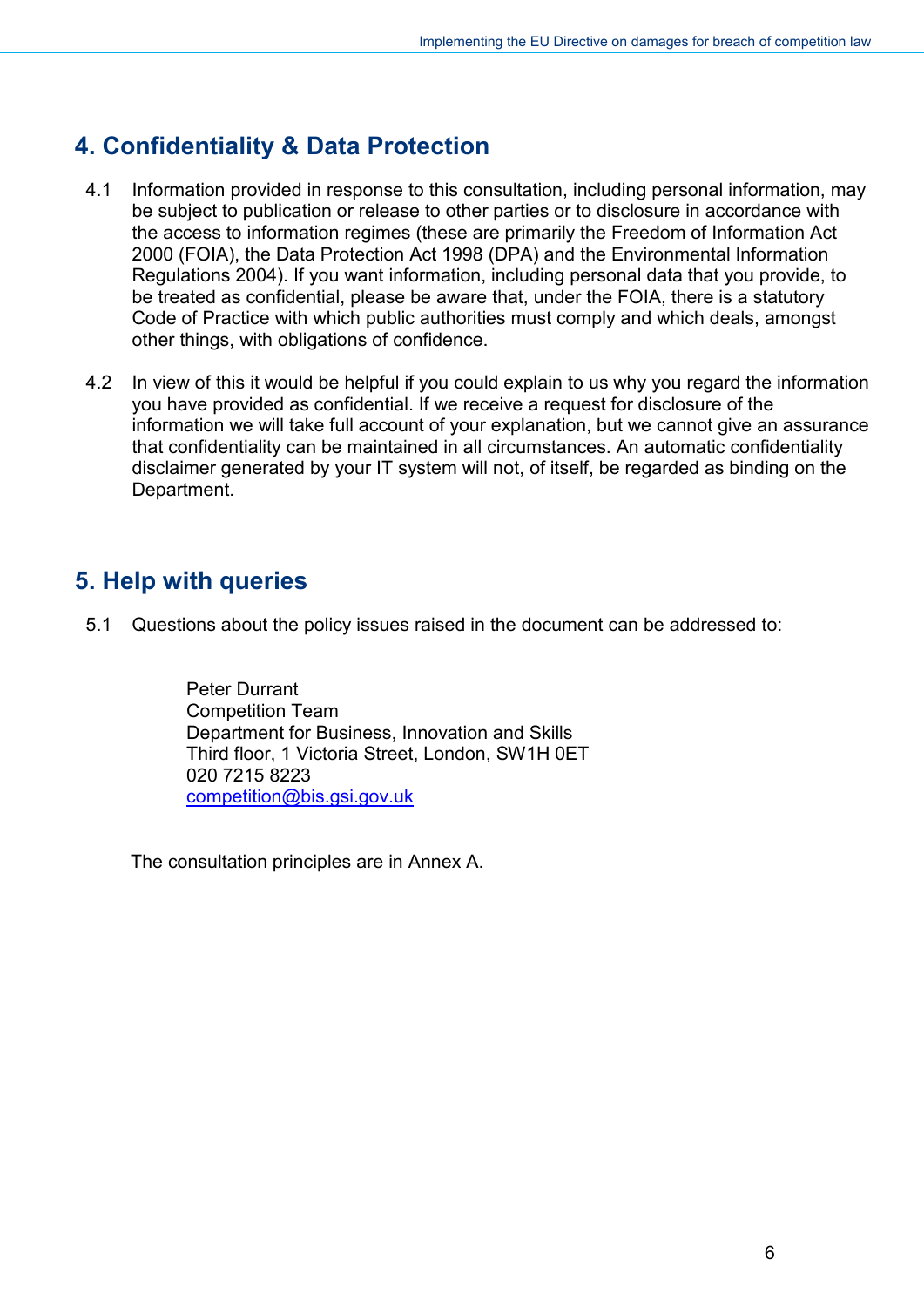## 4. Confidentiality & Data Protection

4.1 Information provided in response to this consultation, including personal information, may be subject to publication or release to other parties or to disclosure in accordance with the access to information regimes (these are primarily the Freedom of Information Act 2000 (FOIA), the Data Protection Act 1998 (DPA) and the Environmental Information Regulations 2004). If you want information, including personal data that you provide, to be treated as confidential, please be aware that, under the FOIA, there is a statutory Code of Practice with which public authorities must comply and which deals, amongst other things, with obligations of confidence.

4.2 In view of this it would be helpful if you could explain to us why you regard the information you have provided as confidential. If we receive a request for disclosure of the information we will take full account of your explanation, but we cannot give an assurance that confidentiality can be maintained in all circumstances. An automatic confidentiality disclaimer generated by your IT system will not, of itself, be regarded as binding on the Department.

## 5. Help with queries

5.1 Questions about the policy issues raised in the document can be addressed to:

Peter Durrant
Competition Team
Department for Business, Innovation and Skills
Third floor, 1 Victoria Street, London, SW1H 0ET
020 7215 8223
competition@bis.gsi.gov.uk

The consultation principles are in Annex A.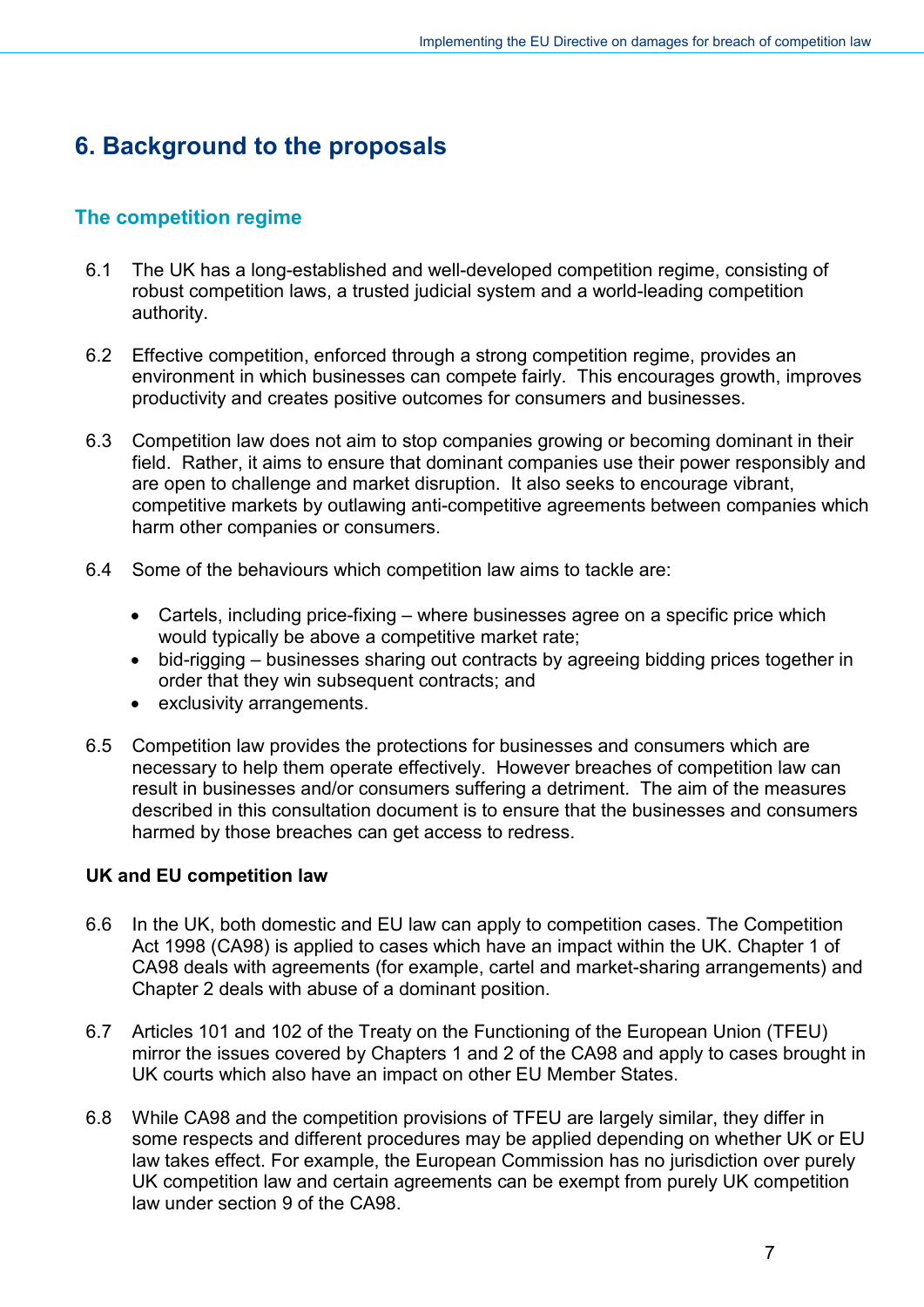# 6. Background to the proposals

## The competition regime

6.1 The UK has a long-established and well-developed competition regime, consisting of robust competition laws, a trusted judicial system and a world-leading competition authority.

6.2 Effective competition, enforced through a strong competition regime, provides an environment in which businesses can compete fairly. This encourages growth, improves productivity and creates positive outcomes for consumers and businesses.

6.3 Competition law does not aim to stop companies growing or becoming dominant in their field. Rather, it aims to ensure that dominant companies use their power responsibly and are open to challenge and market disruption. It also seeks to encourage vibrant, competitive markets by outlawing anti-competitive agreements between companies which harm other companies or consumers.

6.4 Some of the behaviours which competition law aims to tackle are:

- Cartels, including price-fixing – where businesses agree on a specific price which would typically be above a competitive market rate;
- bid-rigging – businesses sharing out contracts by agreeing bidding prices together in order that they win subsequent contracts; and
- exclusivity arrangements.

6.5 Competition law provides the protections for businesses and consumers which are necessary to help them operate effectively. However breaches of competition law can result in businesses and/or consumers suffering a detriment. The aim of the measures described in this consultation document is to ensure that the businesses and consumers harmed by those breaches can get access to redress.

### UK and EU competition law

6.6 In the UK, both domestic and EU law can apply to competition cases. The Competition Act 1998 (CA98) is applied to cases which have an impact within the UK. Chapter 1 of CA98 deals with agreements (for example, cartel and market-sharing arrangements) and Chapter 2 deals with abuse of a dominant position.

6.7 Articles 101 and 102 of the Treaty on the Functioning of the European Union (TFEU) mirror the issues covered by Chapters 1 and 2 of the CA98 and apply to cases brought in UK courts which also have an impact on other EU Member States.

6.8 While CA98 and the competition provisions of TFEU are largely similar, they differ in some respects and different procedures may be applied depending on whether UK or EU law takes effect. For example, the European Commission has no jurisdiction over purely UK competition law and certain agreements can be exempt from purely UK competition law under section 9 of the CA98.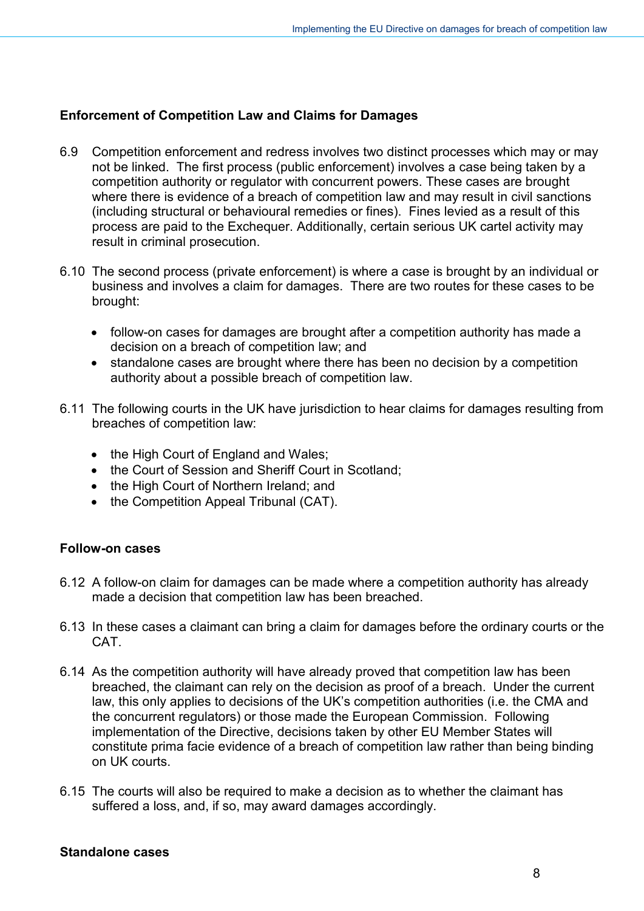### Enforcement of Competition Law and Claims for Damages

6.9 Competition enforcement and redress involves two distinct processes which may or may not be linked. The first process (public enforcement) involves a case being taken by a competition authority or regulator with concurrent powers. These cases are brought where there is evidence of a breach of competition law and may result in civil sanctions (including structural or behavioural remedies or fines). Fines levied as a result of this process are paid to the Exchequer. Additionally, certain serious UK cartel activity may result in criminal prosecution.

6.10 The second process (private enforcement) is where a case is brought by an individual or business and involves a claim for damages. There are two routes for these cases to be brought:

- follow-on cases for damages are brought after a competition authority has made a decision on a breach of competition law; and
- standalone cases are brought where there has been no decision by a competition authority about a possible breach of competition law.

6.11 The following courts in the UK have jurisdiction to hear claims for damages resulting from breaches of competition law:

- the High Court of England and Wales;
- the Court of Session and Sheriff Court in Scotland;
- the High Court of Northern Ireland; and
- the Competition Appeal Tribunal (CAT).

### Follow-on cases

6.12 A follow-on claim for damages can be made where a competition authority has already made a decision that competition law has been breached.

6.13 In these cases a claimant can bring a claim for damages before the ordinary courts or the CAT.

6.14 As the competition authority will have already proved that competition law has been breached, the claimant can rely on the decision as proof of a breach. Under the current law, this only applies to decisions of the UK's competition authorities (i.e. the CMA and the concurrent regulators) or those made the European Commission. Following implementation of the Directive, decisions taken by other EU Member States will constitute prima facie evidence of a breach of competition law rather than being binding on UK courts.

6.15 The courts will also be required to make a decision as to whether the claimant has suffered a loss, and, if so, may award damages accordingly.

### Standalone cases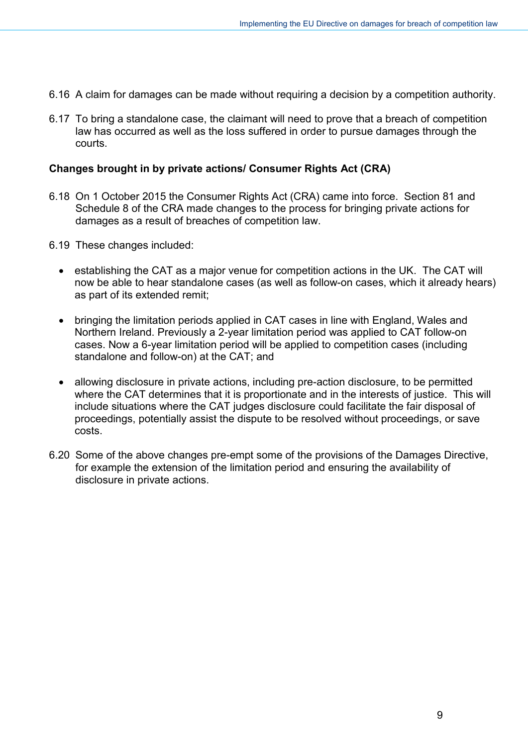6.16 A claim for damages can be made without requiring a decision by a competition authority.

6.17 To bring a standalone case, the claimant will need to prove that a breach of competition law has occurred as well as the loss suffered in order to pursue damages through the courts.

**Changes brought in by private actions/ Consumer Rights Act (CRA)**

6.18 On 1 October 2015 the Consumer Rights Act (CRA) came into force. Section 81 and Schedule 8 of the CRA made changes to the process for bringing private actions for damages as a result of breaches of competition law.

6.19 These changes included:

- establishing the CAT as a major venue for competition actions in the UK. The CAT will now be able to hear standalone cases (as well as follow-on cases, which it already hears) as part of its extended remit;
- bringing the limitation periods applied in CAT cases in line with England, Wales and Northern Ireland. Previously a 2-year limitation period was applied to CAT follow-on cases. Now a 6-year limitation period will be applied to competition cases (including standalone and follow-on) at the CAT; and
- allowing disclosure in private actions, including pre-action disclosure, to be permitted where the CAT determines that it is proportionate and in the interests of justice. This will include situations where the CAT judges disclosure could facilitate the fair disposal of proceedings, potentially assist the dispute to be resolved without proceedings, or save costs.

6.20 Some of the above changes pre-empt some of the provisions of the Damages Directive, for example the extension of the limitation period and ensuring the availability of disclosure in private actions.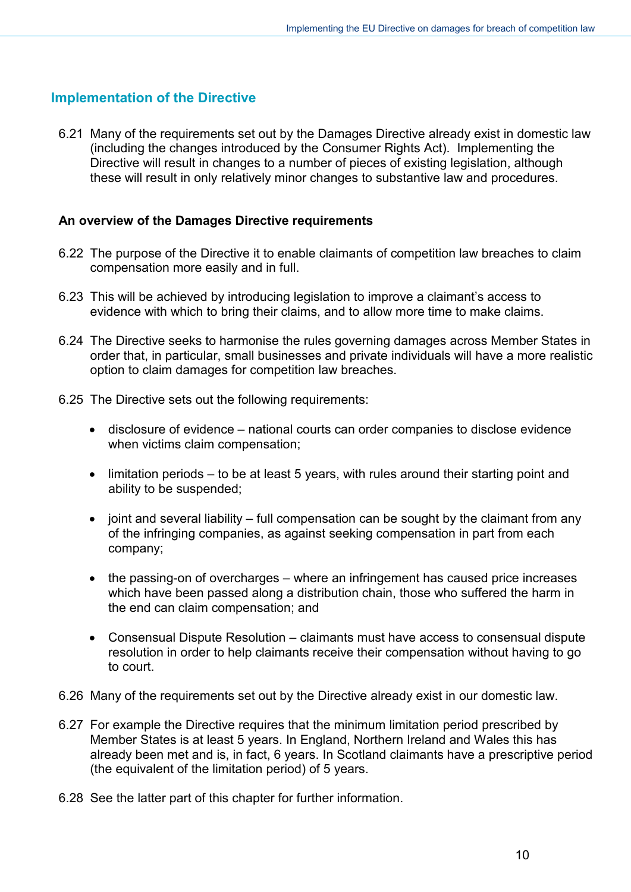## Implementation of the Directive

6.21 Many of the requirements set out by the Damages Directive already exist in domestic law (including the changes introduced by the Consumer Rights Act). Implementing the Directive will result in changes to a number of pieces of existing legislation, although these will result in only relatively minor changes to substantive law and procedures.

### An overview of the Damages Directive requirements

6.22 The purpose of the Directive it to enable claimants of competition law breaches to claim compensation more easily and in full.

6.23 This will be achieved by introducing legislation to improve a claimant's access to evidence with which to bring their claims, and to allow more time to make claims.

6.24 The Directive seeks to harmonise the rules governing damages across Member States in order that, in particular, small businesses and private individuals will have a more realistic option to claim damages for competition law breaches.

6.25 The Directive sets out the following requirements:

- disclosure of evidence – national courts can order companies to disclose evidence when victims claim compensation;
- limitation periods – to be at least 5 years, with rules around their starting point and ability to be suspended;
- joint and several liability – full compensation can be sought by the claimant from any of the infringing companies, as against seeking compensation in part from each company;
- the passing-on of overcharges – where an infringement has caused price increases which have been passed along a distribution chain, those who suffered the harm in the end can claim compensation; and
- Consensual Dispute Resolution – claimants must have access to consensual dispute resolution in order to help claimants receive their compensation without having to go to court.

6.26 Many of the requirements set out by the Directive already exist in our domestic law.

6.27 For example the Directive requires that the minimum limitation period prescribed by Member States is at least 5 years. In England, Northern Ireland and Wales this has already been met and is, in fact, 6 years. In Scotland claimants have a prescriptive period (the equivalent of the limitation period) of 5 years.

6.28 See the latter part of this chapter for further information.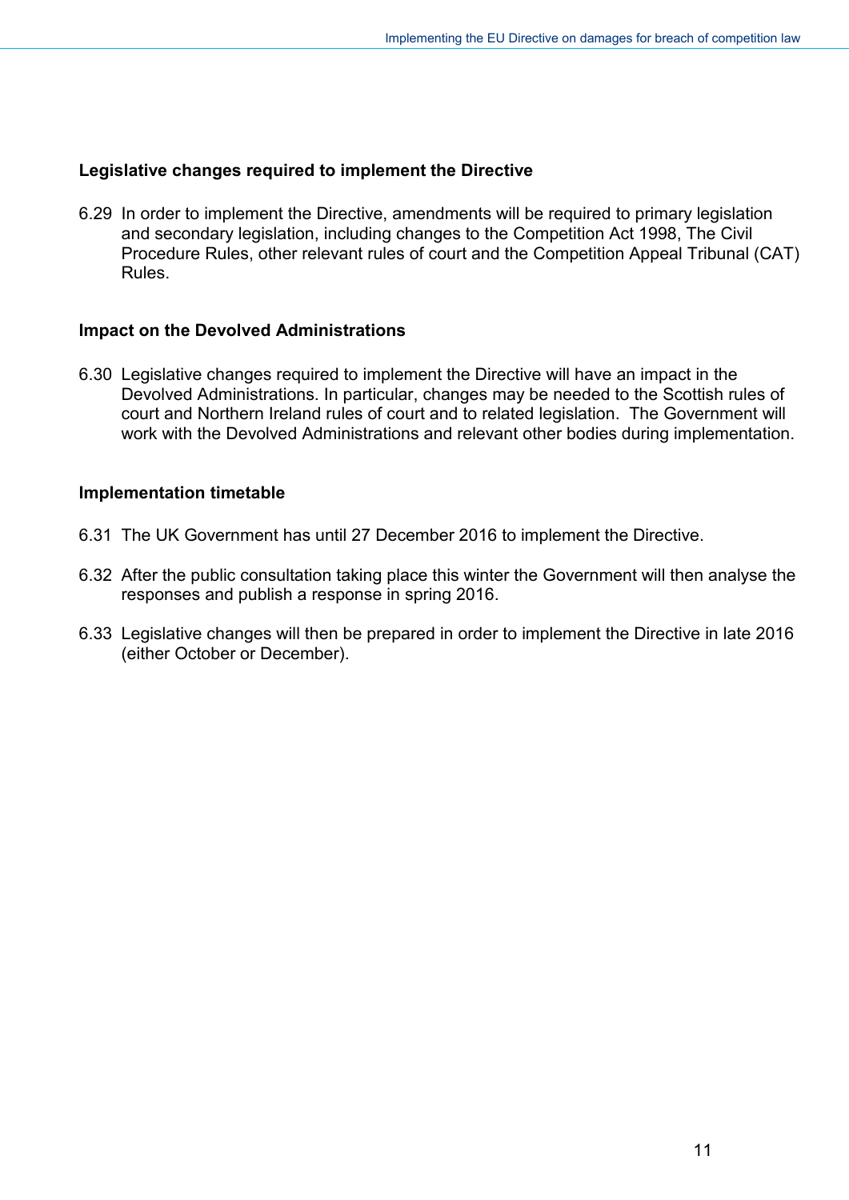### Legislative changes required to implement the Directive

6.29 In order to implement the Directive, amendments will be required to primary legislation and secondary legislation, including changes to the Competition Act 1998, The Civil Procedure Rules, other relevant rules of court and the Competition Appeal Tribunal (CAT) Rules.

### Impact on the Devolved Administrations

6.30 Legislative changes required to implement the Directive will have an impact in the Devolved Administrations. In particular, changes may be needed to the Scottish rules of court and Northern Ireland rules of court and to related legislation. The Government will work with the Devolved Administrations and relevant other bodies during implementation.

### Implementation timetable

6.31 The UK Government has until 27 December 2016 to implement the Directive.

6.32 After the public consultation taking place this winter the Government will then analyse the responses and publish a response in spring 2016.

6.33 Legislative changes will then be prepared in order to implement the Directive in late 2016 (either October or December).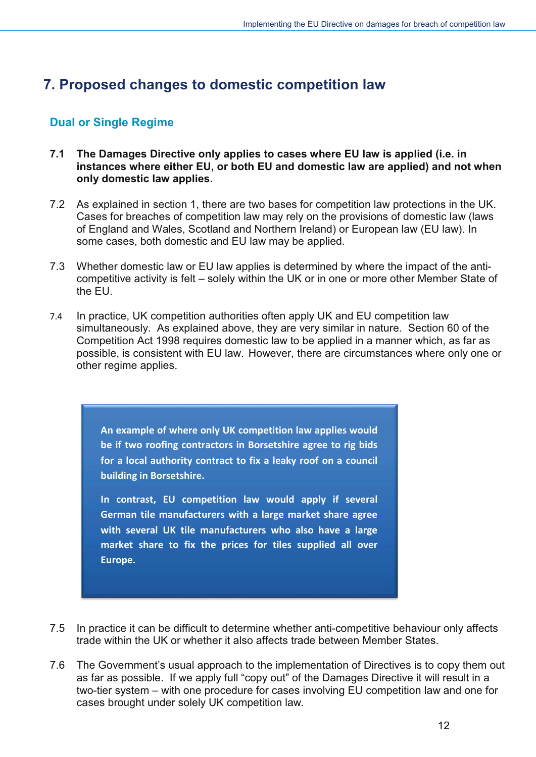## 7. Proposed changes to domestic competition law

### Dual or Single Regime

**7.1 The Damages Directive only applies to cases where EU law is applied (i.e. in instances where either EU, or both EU and domestic law are applied) and not when only domestic law applies.**

7.2 As explained in section 1, there are two bases for competition law protections in the UK. Cases for breaches of competition law may rely on the provisions of domestic law (laws of England and Wales, Scotland and Northern Ireland) or European law (EU law). In some cases, both domestic and EU law may be applied.

7.3 Whether domestic law or EU law applies is determined by where the impact of the anti-competitive activity is felt – solely within the UK or in one or more other Member State of the EU.

7.4 In practice, UK competition authorities often apply UK and EU competition law simultaneously. As explained above, they are very similar in nature. Section 60 of the Competition Act 1998 requires domestic law to be applied in a manner which, as far as possible, is consistent with EU law. However, there are circumstances where only one or other regime applies.

> **An example of where only UK competition law applies would be if two roofing contractors in Borsetshire agree to rig bids for a local authority contract to fix a leaky roof on a council building in Borsetshire.**
>
> **In contrast, EU competition law would apply if several German tile manufacturers with a large market share agree with several UK tile manufacturers who also have a large market share to fix the prices for tiles supplied all over Europe.**

7.5 In practice it can be difficult to determine whether anti-competitive behaviour only affects trade within the UK or whether it also affects trade between Member States.

7.6 The Government's usual approach to the implementation of Directives is to copy them out as far as possible. If we apply full "copy out" of the Damages Directive it will result in a two-tier system – with one procedure for cases involving EU competition law and one for cases brought under solely UK competition law.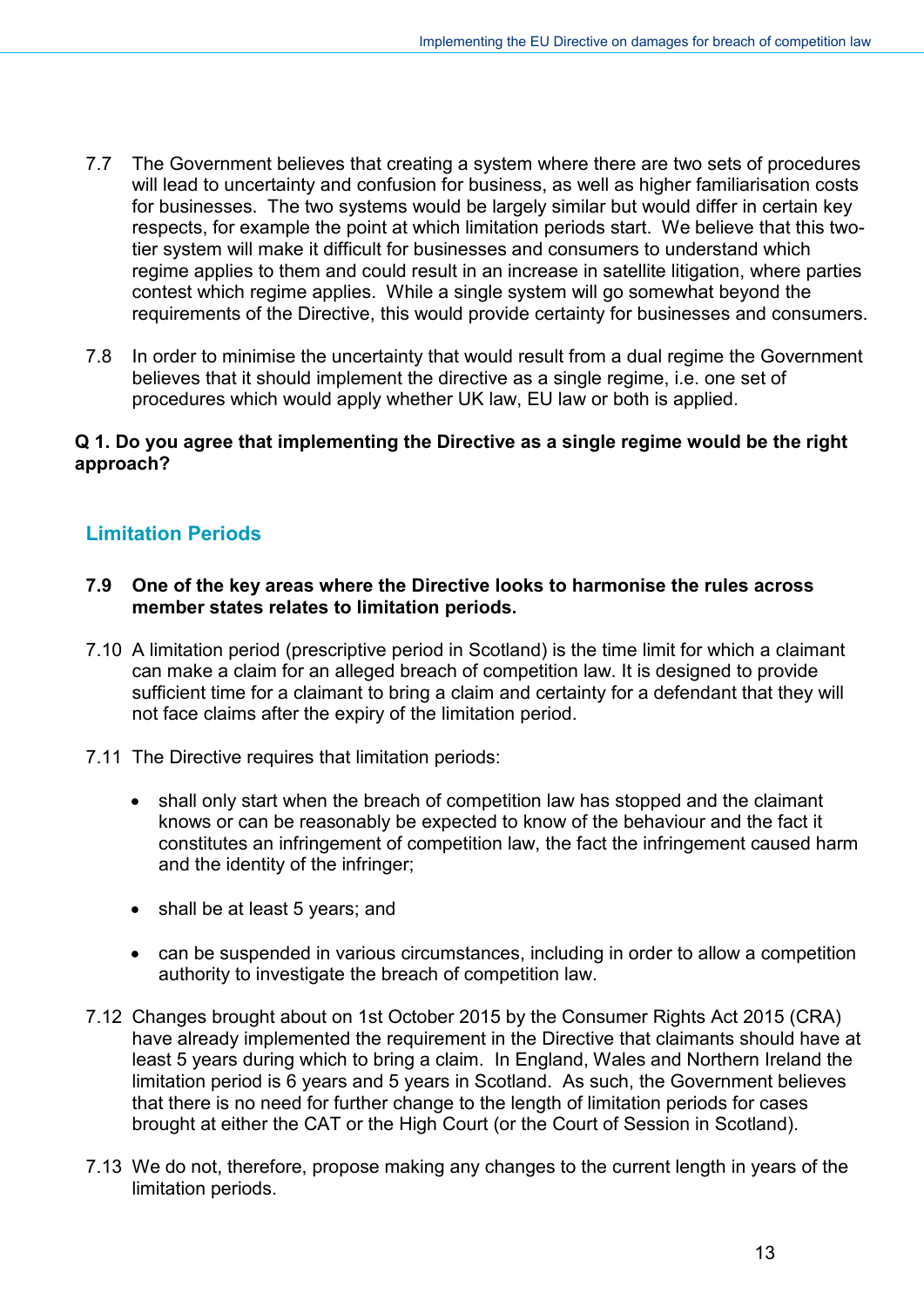7.7 The Government believes that creating a system where there are two sets of procedures will lead to uncertainty and confusion for business, as well as higher familiarisation costs for businesses. The two systems would be largely similar but would differ in certain key respects, for example the point at which limitation periods start. We believe that this two-tier system will make it difficult for businesses and consumers to understand which regime applies to them and could result in an increase in satellite litigation, where parties contest which regime applies. While a single system will go somewhat beyond the requirements of the Directive, this would provide certainty for businesses and consumers.

7.8 In order to minimise the uncertainty that would result from a dual regime the Government believes that it should implement the directive as a single regime, i.e. one set of procedures which would apply whether UK law, EU law or both is applied.

**Q 1. Do you agree that implementing the Directive as a single regime would be the right approach?**

## Limitation Periods

**7.9 One of the key areas where the Directive looks to harmonise the rules across member states relates to limitation periods.**

7.10 A limitation period (prescriptive period in Scotland) is the time limit for which a claimant can make a claim for an alleged breach of competition law. It is designed to provide sufficient time for a claimant to bring a claim and certainty for a defendant that they will not face claims after the expiry of the limitation period.

7.11 The Directive requires that limitation periods:

- shall only start when the breach of competition law has stopped and the claimant knows or can be reasonably be expected to know of the behaviour and the fact it constitutes an infringement of competition law, the fact the infringement caused harm and the identity of the infringer;
- shall be at least 5 years; and
- can be suspended in various circumstances, including in order to allow a competition authority to investigate the breach of competition law.

7.12 Changes brought about on 1st October 2015 by the Consumer Rights Act 2015 (CRA) have already implemented the requirement in the Directive that claimants should have at least 5 years during which to bring a claim. In England, Wales and Northern Ireland the limitation period is 6 years and 5 years in Scotland. As such, the Government believes that there is no need for further change to the length of limitation periods for cases brought at either the CAT or the High Court (or the Court of Session in Scotland).

7.13 We do not, therefore, propose making any changes to the current length in years of the limitation periods.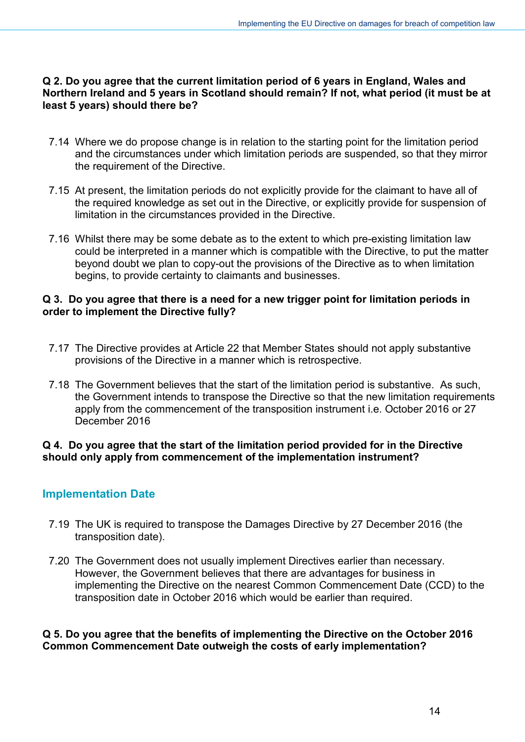**Q 2. Do you agree that the current limitation period of 6 years in England, Wales and Northern Ireland and 5 years in Scotland should remain? If not, what period (it must be at least 5 years) should there be?**

7.14 Where we do propose change is in relation to the starting point for the limitation period and the circumstances under which limitation periods are suspended, so that they mirror the requirement of the Directive.

7.15 At present, the limitation periods do not explicitly provide for the claimant to have all of the required knowledge as set out in the Directive, or explicitly provide for suspension of limitation in the circumstances provided in the Directive.

7.16 Whilst there may be some debate as to the extent to which pre-existing limitation law could be interpreted in a manner which is compatible with the Directive, to put the matter beyond doubt we plan to copy-out the provisions of the Directive as to when limitation begins, to provide certainty to claimants and businesses.

**Q 3. Do you agree that there is a need for a new trigger point for limitation periods in order to implement the Directive fully?**

7.17 The Directive provides at Article 22 that Member States should not apply substantive provisions of the Directive in a manner which is retrospective.

7.18 The Government believes that the start of the limitation period is substantive. As such, the Government intends to transpose the Directive so that the new limitation requirements apply from the commencement of the transposition instrument i.e. October 2016 or 27 December 2016

**Q 4. Do you agree that the start of the limitation period provided for in the Directive should only apply from commencement of the implementation instrument?**

## Implementation Date

7.19 The UK is required to transpose the Damages Directive by 27 December 2016 (the transposition date).

7.20 The Government does not usually implement Directives earlier than necessary. However, the Government believes that there are advantages for business in implementing the Directive on the nearest Common Commencement Date (CCD) to the transposition date in October 2016 which would be earlier than required.

**Q 5. Do you agree that the benefits of implementing the Directive on the October 2016 Common Commencement Date outweigh the costs of early implementation?**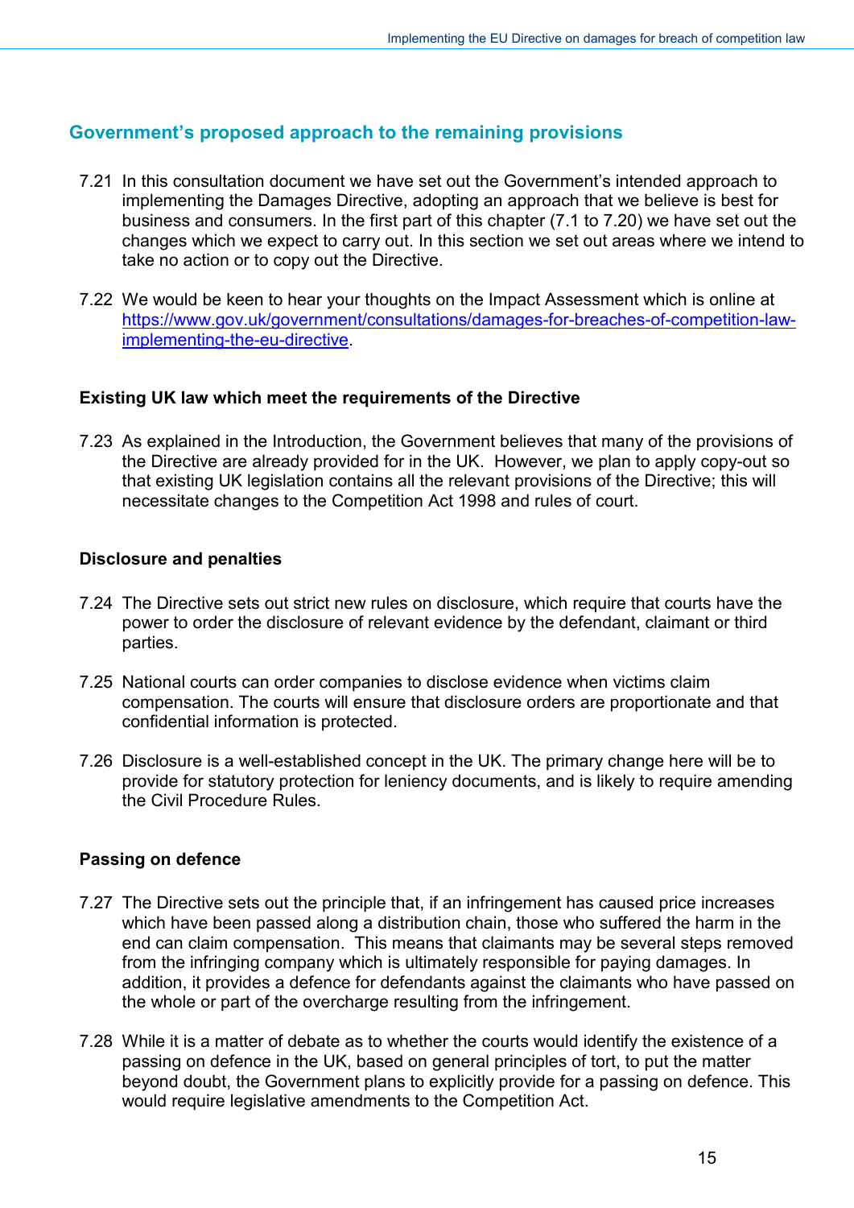## Government's proposed approach to the remaining provisions

7.21 In this consultation document we have set out the Government's intended approach to implementing the Damages Directive, adopting an approach that we believe is best for business and consumers. In the first part of this chapter (7.1 to 7.20) we have set out the changes which we expect to carry out. In this section we set out areas where we intend to take no action or to copy out the Directive.

7.22 We would be keen to hear your thoughts on the Impact Assessment which is online at [https://www.gov.uk/government/consultations/damages-for-breaches-of-competition-law-implementing-the-eu-directive](https://www.gov.uk/government/consultations/damages-for-breaches-of-competition-law-implementing-the-eu-directive).

### Existing UK law which meet the requirements of the Directive

7.23 As explained in the Introduction, the Government believes that many of the provisions of the Directive are already provided for in the UK. However, we plan to apply copy-out so that existing UK legislation contains all the relevant provisions of the Directive; this will necessitate changes to the Competition Act 1998 and rules of court.

### Disclosure and penalties

7.24 The Directive sets out strict new rules on disclosure, which require that courts have the power to order the disclosure of relevant evidence by the defendant, claimant or third parties.

7.25 National courts can order companies to disclose evidence when victims claim compensation. The courts will ensure that disclosure orders are proportionate and that confidential information is protected.

7.26 Disclosure is a well-established concept in the UK. The primary change here will be to provide for statutory protection for leniency documents, and is likely to require amending the Civil Procedure Rules.

### Passing on defence

7.27 The Directive sets out the principle that, if an infringement has caused price increases which have been passed along a distribution chain, those who suffered the harm in the end can claim compensation. This means that claimants may be several steps removed from the infringing company which is ultimately responsible for paying damages. In addition, it provides a defence for defendants against the claimants who have passed on the whole or part of the overcharge resulting from the infringement.

7.28 While it is a matter of debate as to whether the courts would identify the existence of a passing on defence in the UK, based on general principles of tort, to put the matter beyond doubt, the Government plans to explicitly provide for a passing on defence. This would require legislative amendments to the Competition Act.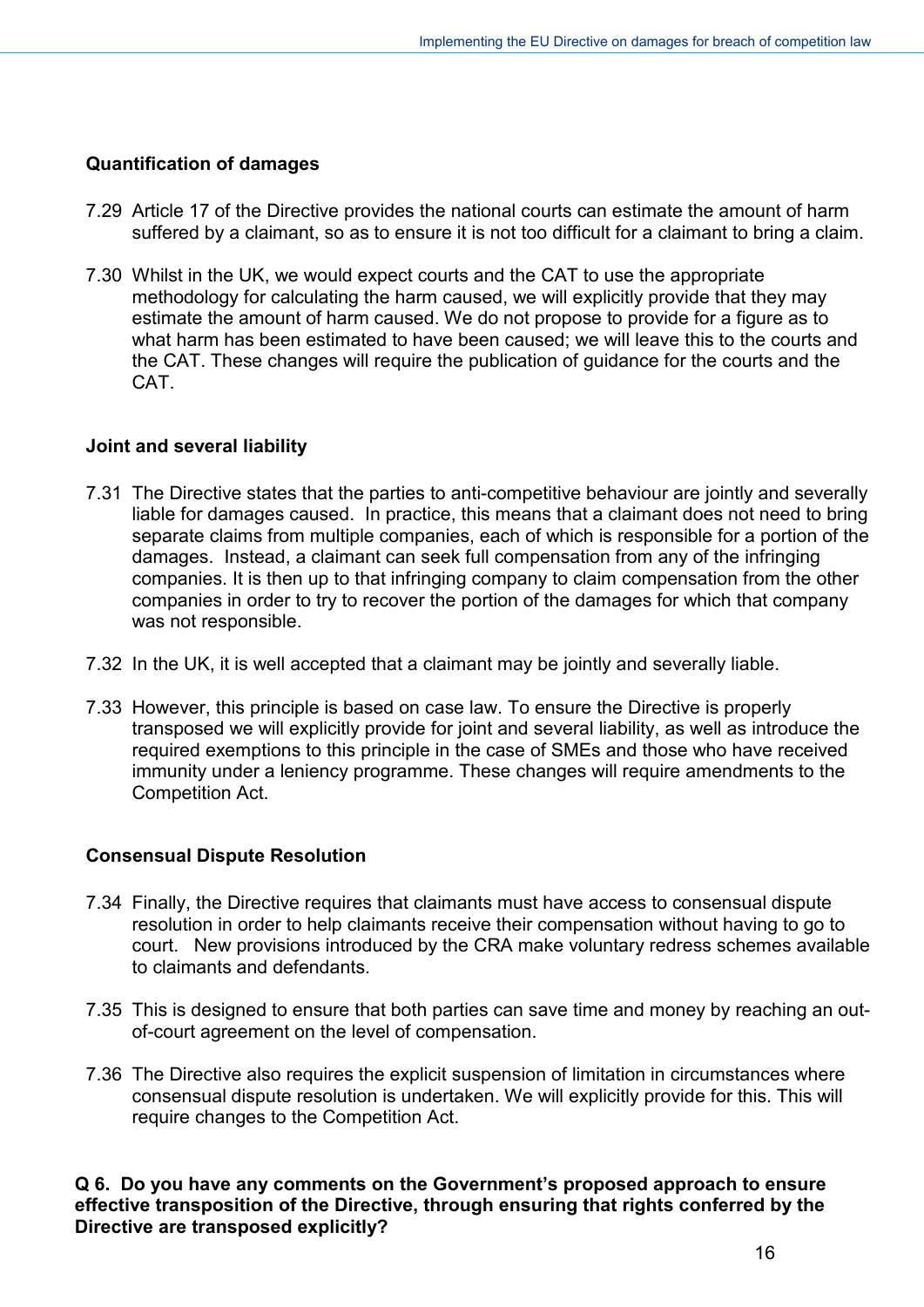### Quantification of damages

7.29 Article 17 of the Directive provides the national courts can estimate the amount of harm suffered by a claimant, so as to ensure it is not too difficult for a claimant to bring a claim.

7.30 Whilst in the UK, we would expect courts and the CAT to use the appropriate methodology for calculating the harm caused, we will explicitly provide that they may estimate the amount of harm caused. We do not propose to provide for a figure as to what harm has been estimated to have been caused; we will leave this to the courts and the CAT. These changes will require the publication of guidance for the courts and the CAT.

### Joint and several liability

7.31 The Directive states that the parties to anti-competitive behaviour are jointly and severally liable for damages caused. In practice, this means that a claimant does not need to bring separate claims from multiple companies, each of which is responsible for a portion of the damages. Instead, a claimant can seek full compensation from any of the infringing companies. It is then up to that infringing company to claim compensation from the other companies in order to try to recover the portion of the damages for which that company was not responsible.

7.32 In the UK, it is well accepted that a claimant may be jointly and severally liable.

7.33 However, this principle is based on case law. To ensure the Directive is properly transposed we will explicitly provide for joint and several liability, as well as introduce the required exemptions to this principle in the case of SMEs and those who have received immunity under a leniency programme. These changes will require amendments to the Competition Act.

### Consensual Dispute Resolution

7.34 Finally, the Directive requires that claimants must have access to consensual dispute resolution in order to help claimants receive their compensation without having to go to court. New provisions introduced by the CRA make voluntary redress schemes available to claimants and defendants.

7.35 This is designed to ensure that both parties can save time and money by reaching an out-of-court agreement on the level of compensation.

7.36 The Directive also requires the explicit suspension of limitation in circumstances where consensual dispute resolution is undertaken. We will explicitly provide for this. This will require changes to the Competition Act.

**Q 6. Do you have any comments on the Government's proposed approach to ensure effective transposition of the Directive, through ensuring that rights conferred by the Directive are transposed explicitly?**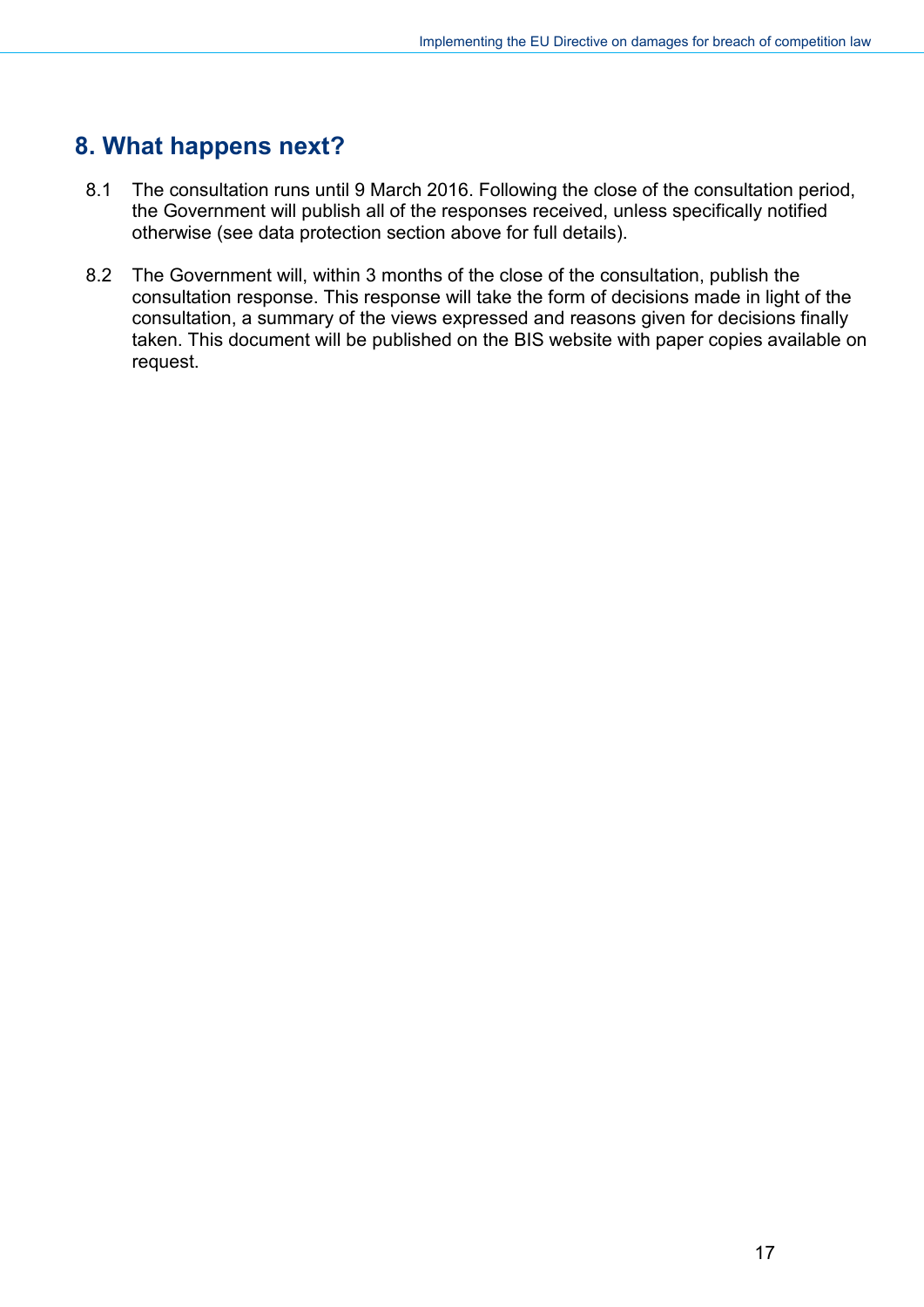## 8. What happens next?

8.1 The consultation runs until 9 March 2016. Following the close of the consultation period, the Government will publish all of the responses received, unless specifically notified otherwise (see data protection section above for full details).

8.2 The Government will, within 3 months of the close of the consultation, publish the consultation response. This response will take the form of decisions made in light of the consultation, a summary of the views expressed and reasons given for decisions finally taken. This document will be published on the BIS website with paper copies available on request.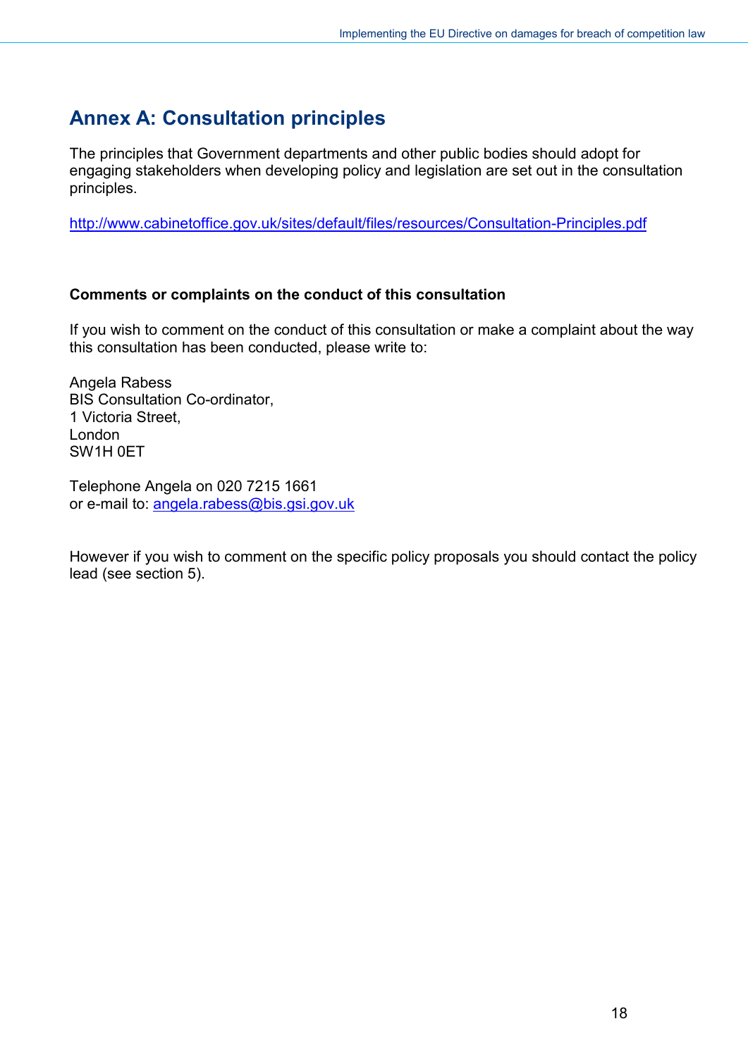# Annex A: Consultation principles

The principles that Government departments and other public bodies should adopt for engaging stakeholders when developing policy and legislation are set out in the consultation principles.

http://www.cabinetoffice.gov.uk/sites/default/files/resources/Consultation-Principles.pdf

**Comments or complaints on the conduct of this consultation**

If you wish to comment on the conduct of this consultation or make a complaint about the way this consultation has been conducted, please write to:

Angela Rabess  
BIS Consultation Co-ordinator,  
1 Victoria Street,  
London  
SW1H 0ET

Telephone Angela on 020 7215 1661  
or e-mail to: angela.rabess@bis.gsi.gov.uk

However if you wish to comment on the specific policy proposals you should contact the policy lead (see section 5).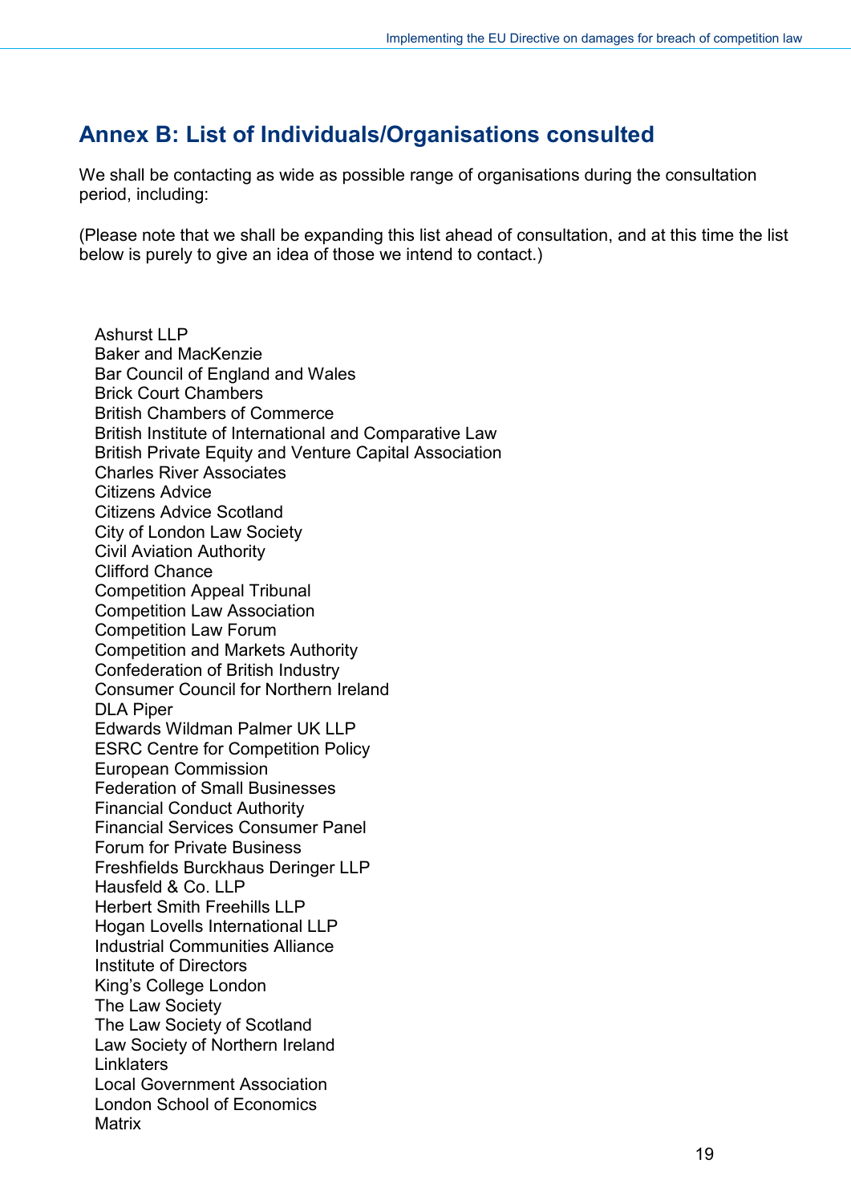## Annex B: List of Individuals/Organisations consulted

We shall be contacting as wide as possible range of organisations during the consultation period, including:

(Please note that we shall be expanding this list ahead of consultation, and at this time the list below is purely to give an idea of those we intend to contact.)

Ashurst LLP
Baker and MacKenzie
Bar Council of England and Wales
Brick Court Chambers
British Chambers of Commerce
British Institute of International and Comparative Law
British Private Equity and Venture Capital Association
Charles River Associates
Citizens Advice
Citizens Advice Scotland
City of London Law Society
Civil Aviation Authority
Clifford Chance
Competition Appeal Tribunal
Competition Law Association
Competition Law Forum
Competition and Markets Authority
Confederation of British Industry
Consumer Council for Northern Ireland
DLA Piper
Edwards Wildman Palmer UK LLP
ESRC Centre for Competition Policy
European Commission
Federation of Small Businesses
Financial Conduct Authority
Financial Services Consumer Panel
Forum for Private Business
Freshfields Burckhaus Deringer LLP
Hausfeld & Co. LLP
Herbert Smith Freehills LLP
Hogan Lovells International LLP
Industrial Communities Alliance
Institute of Directors
King's College London
The Law Society
The Law Society of Scotland
Law Society of Northern Ireland
Linklaters
Local Government Association
London School of Economics
Matrix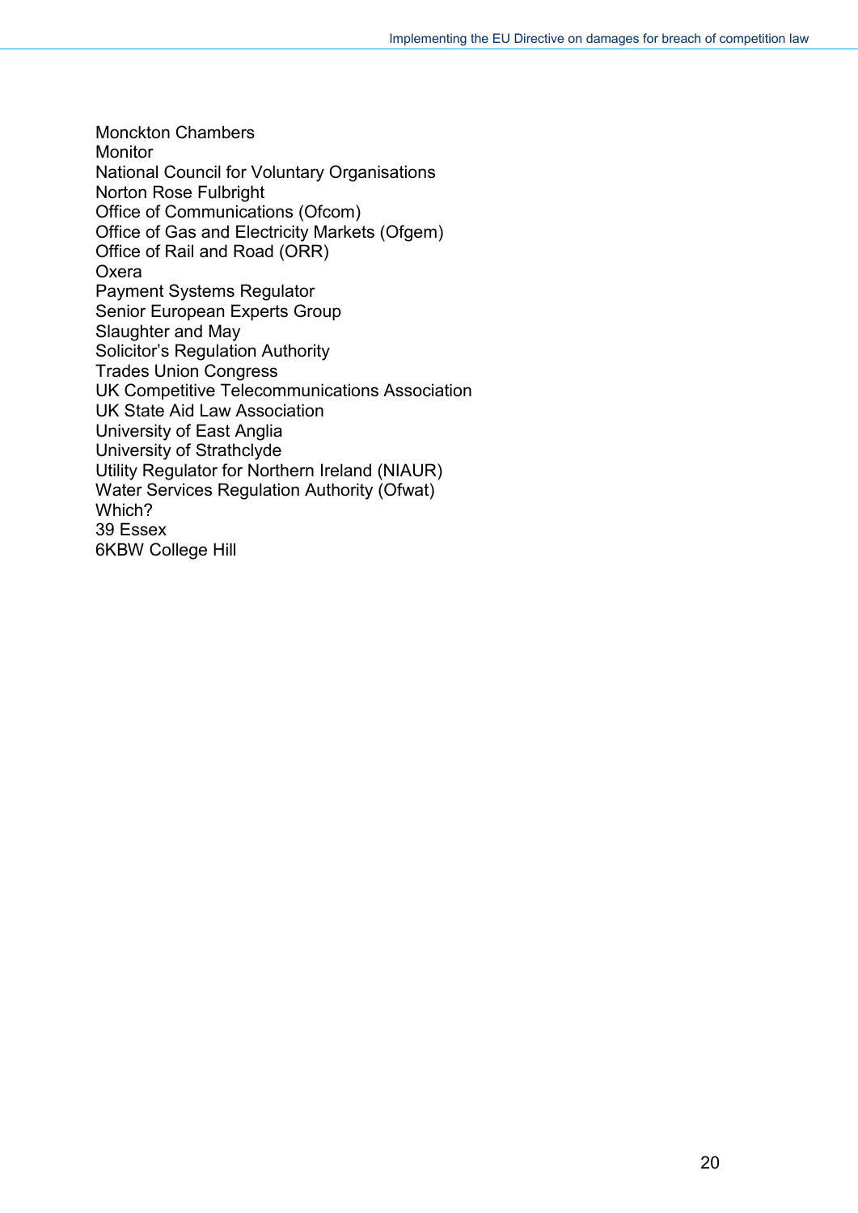Monckton Chambers  
Monitor  
National Council for Voluntary Organisations  
Norton Rose Fulbright  
Office of Communications (Ofcom)  
Office of Gas and Electricity Markets (Ofgem)  
Office of Rail and Road (ORR)  
Oxera  
Payment Systems Regulator  
Senior European Experts Group  
Slaughter and May  
Solicitor's Regulation Authority  
Trades Union Congress  
UK Competitive Telecommunications Association  
UK State Aid Law Association  
University of East Anglia  
University of Strathclyde  
Utility Regulator for Northern Ireland (NIAUR)  
Water Services Regulation Authority (Ofwat)  
Which?  
39 Essex  
6KBW College Hill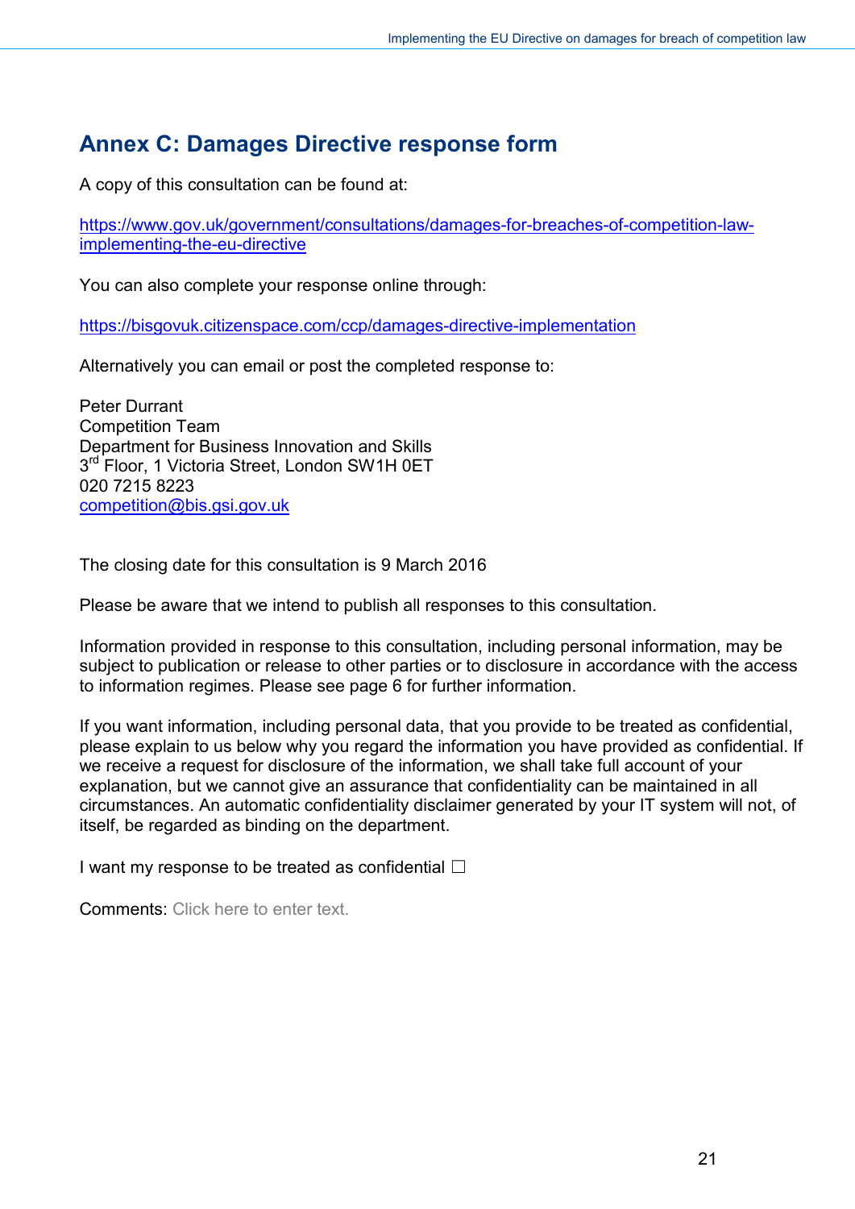## Annex C: Damages Directive response form

A copy of this consultation can be found at:

[https://www.gov.uk/government/consultations/damages-for-breaches-of-competition-law-implementing-the-eu-directive](https://www.gov.uk/government/consultations/damages-for-breaches-of-competition-law-implementing-the-eu-directive)

You can also complete your response online through:

[https://bisgovuk.citizenspace.com/ccp/damages-directive-implementation](https://bisgovuk.citizenspace.com/ccp/damages-directive-implementation)

Alternatively you can email or post the completed response to:

Peter Durrant
Competition Team
Department for Business Innovation and Skills
3rd Floor, 1 Victoria Street, London SW1H 0ET
020 7215 8223
[competition@bis.gsi.gov.uk](mailto:competition@bis.gsi.gov.uk)

The closing date for this consultation is 9 March 2016

Please be aware that we intend to publish all responses to this consultation.

Information provided in response to this consultation, including personal information, may be subject to publication or release to other parties or to disclosure in accordance with the access to information regimes. Please see page 6 for further information.

If you want information, including personal data, that you provide to be treated as confidential, please explain to us below why you regard the information you have provided as confidential. If we receive a request for disclosure of the information, we shall take full account of your explanation, but we cannot give an assurance that confidentiality can be maintained in all circumstances. An automatic confidentiality disclaimer generated by your IT system will not, of itself, be regarded as binding on the department.

I want my response to be treated as confidential ☐

Comments: Click here to enter text.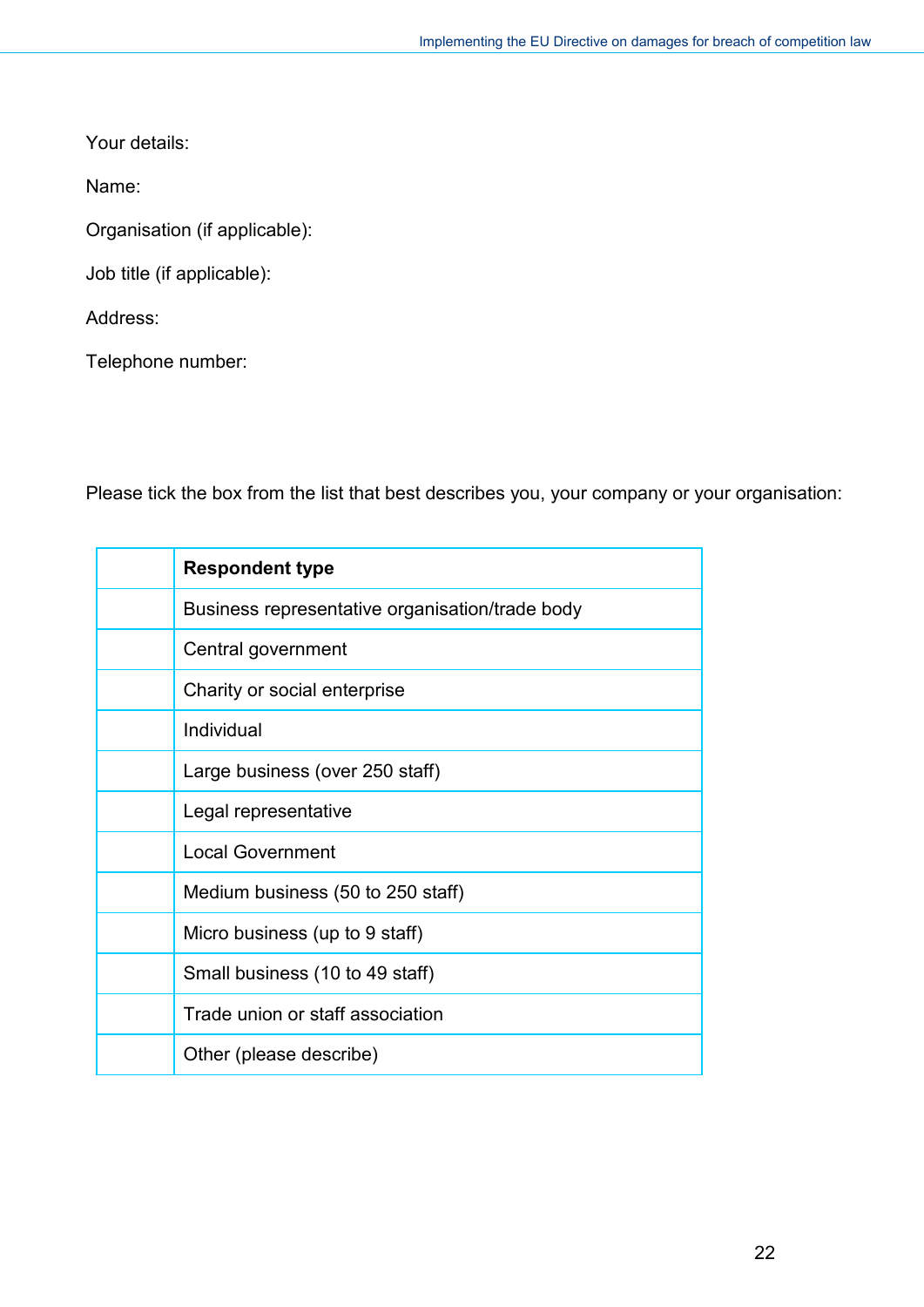Your details:

Name:

Organisation (if applicable):

Job title (if applicable):

Address:

Telephone number:

Please tick the box from the list that best describes you, your company or your organisation:

| | **Respondent type** |
|---|---|
| | Business representative organisation/trade body |
| | Central government |
| | Charity or social enterprise |
| | Individual |
| | Large business (over 250 staff) |
| | Legal representative |
| | Local Government |
| | Medium business (50 to 250 staff) |
| | Micro business (up to 9 staff) |
| | Small business (10 to 49 staff) |
| | Trade union or staff association |
| | Other (please describe) |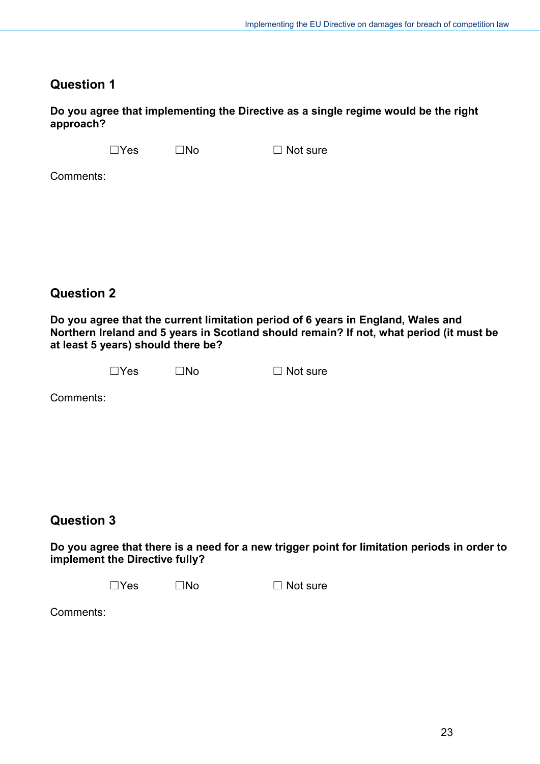## Question 1

**Do you agree that implementing the Directive as a single regime would be the right approach?**

☐Yes ☐No ☐ Not sure

Comments:

## Question 2

**Do you agree that the current limitation period of 6 years in England, Wales and Northern Ireland and 5 years in Scotland should remain? If not, what period (it must be at least 5 years) should there be?**

☐Yes ☐No ☐ Not sure

Comments:

## Question 3

**Do you agree that there is a need for a new trigger point for limitation periods in order to implement the Directive fully?**

☐Yes ☐No ☐ Not sure

Comments: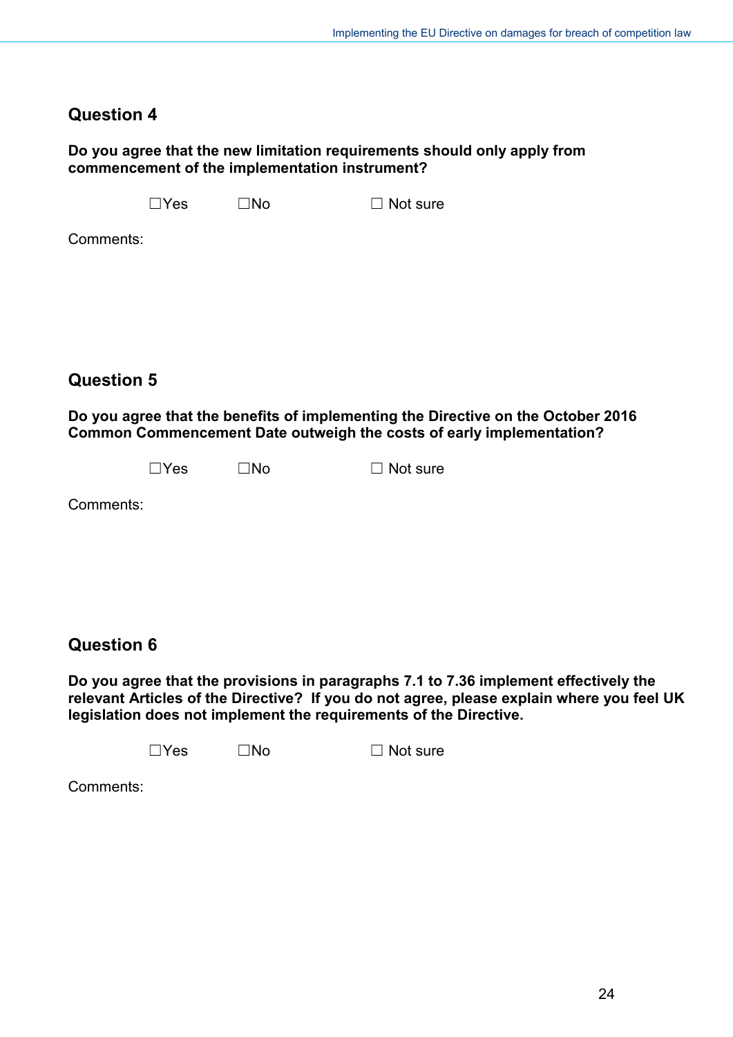## Question 4

**Do you agree that the new limitation requirements should only apply from commencement of the implementation instrument?**

☐Yes ☐No ☐ Not sure

Comments:

## Question 5

**Do you agree that the benefits of implementing the Directive on the October 2016 Common Commencement Date outweigh the costs of early implementation?**

☐Yes ☐No ☐ Not sure

Comments:

## Question 6

**Do you agree that the provisions in paragraphs 7.1 to 7.36 implement effectively the relevant Articles of the Directive? If you do not agree, please explain where you feel UK legislation does not implement the requirements of the Directive.**

☐Yes ☐No ☐ Not sure

Comments: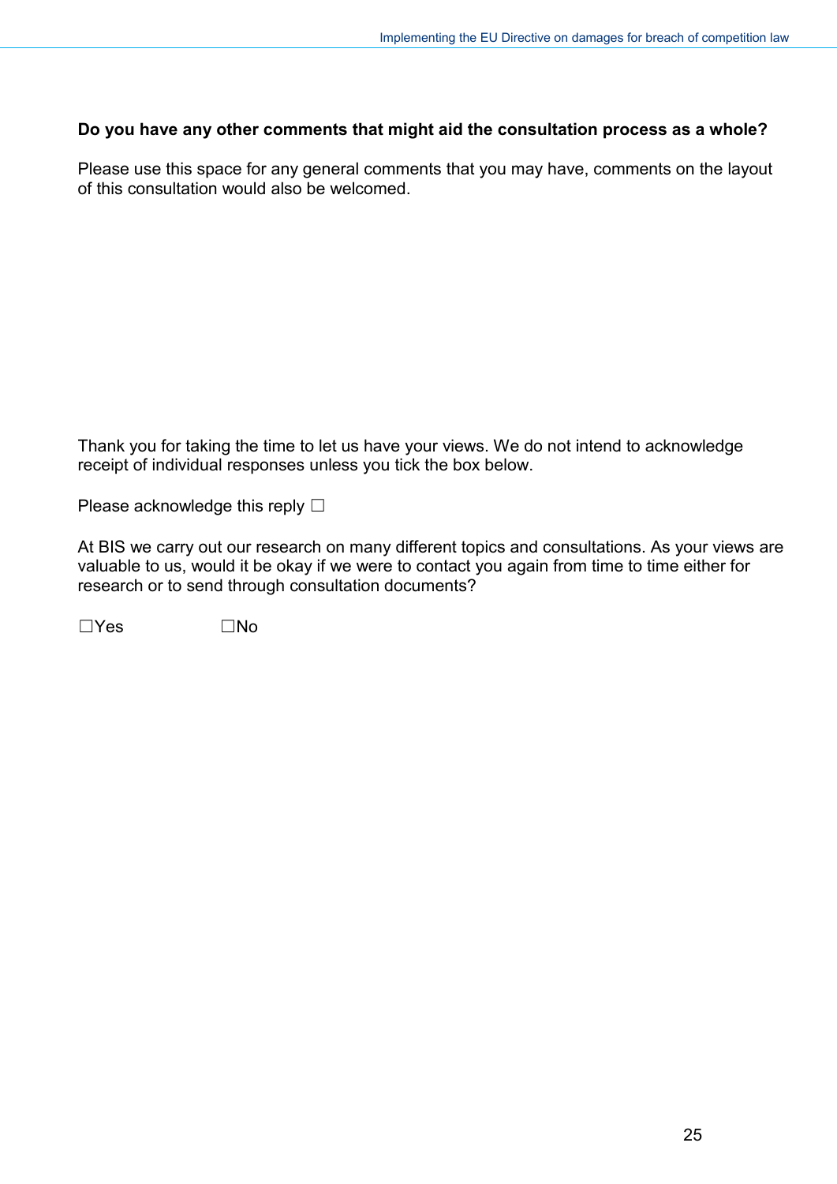**Do you have any other comments that might aid the consultation process as a whole?**

Please use this space for any general comments that you may have, comments on the layout of this consultation would also be welcomed.

Thank you for taking the time to let us have your views. We do not intend to acknowledge receipt of individual responses unless you tick the box below.

Please acknowledge this reply ☐

At BIS we carry out our research on many different topics and consultations. As your views are valuable to us, would it be okay if we were to contact you again from time to time either for research or to send through consultation documents?

☐Yes ☐No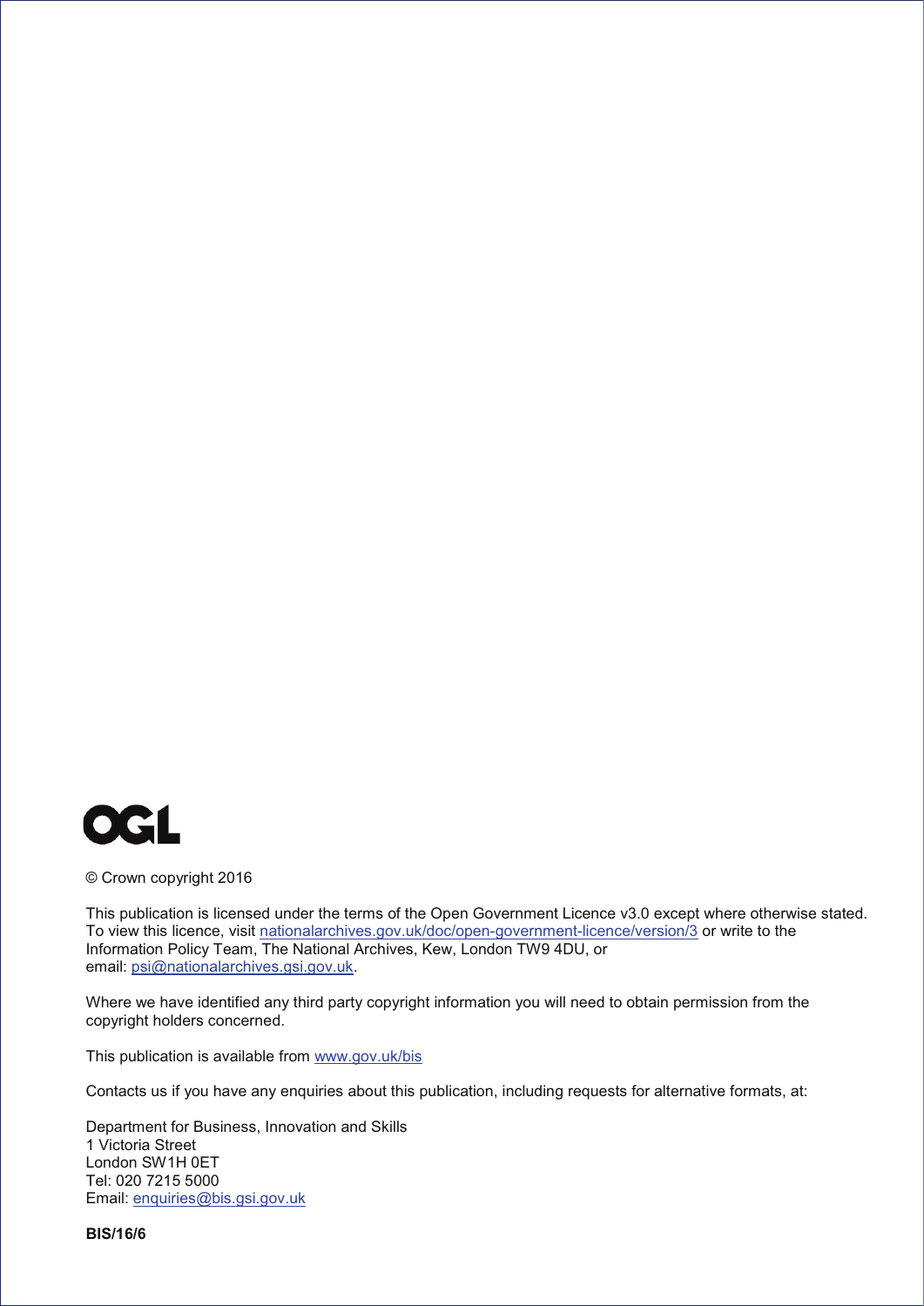OGL

© Crown copyright 2016

This publication is licensed under the terms of the Open Government Licence v3.0 except where otherwise stated. To view this licence, visit nationalarchives.gov.uk/doc/open-government-licence/version/3 or write to the Information Policy Team, The National Archives, Kew, London TW9 4DU, or email: psi@nationalarchives.gsi.gov.uk.

Where we have identified any third party copyright information you will need to obtain permission from the copyright holders concerned.

This publication is available from www.gov.uk/bis

Contacts us if you have any enquiries about this publication, including requests for alternative formats, at:

Department for Business, Innovation and Skills
1 Victoria Street
London SW1H 0ET
Tel: 020 7215 5000
Email: enquiries@bis.gsi.gov.uk

**BIS/16/6**